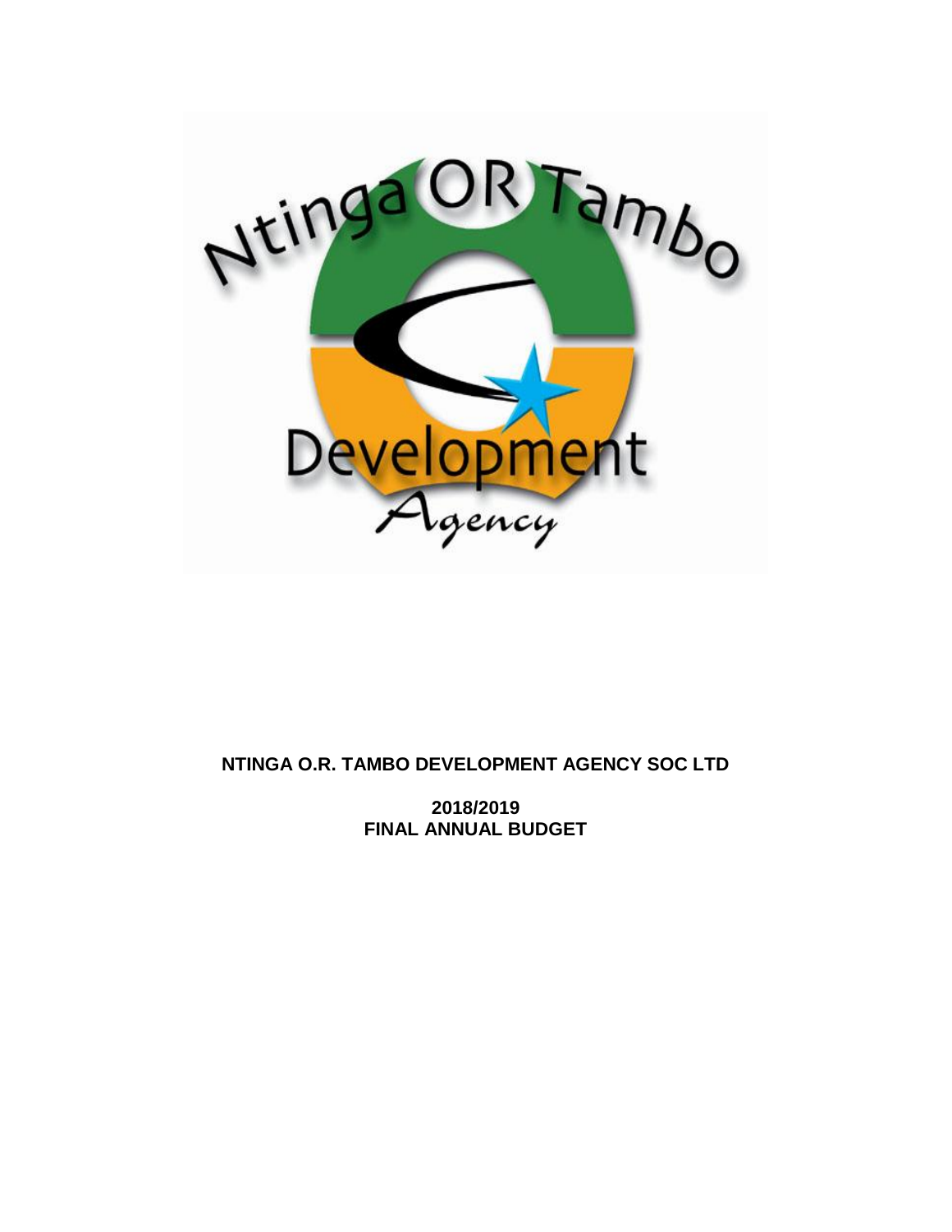**NTINGA O.R. TAMBO DEVELOPMENT AGENCY SOC LTD**

**2018/2019**
**FINAL ANNUAL BUDGET**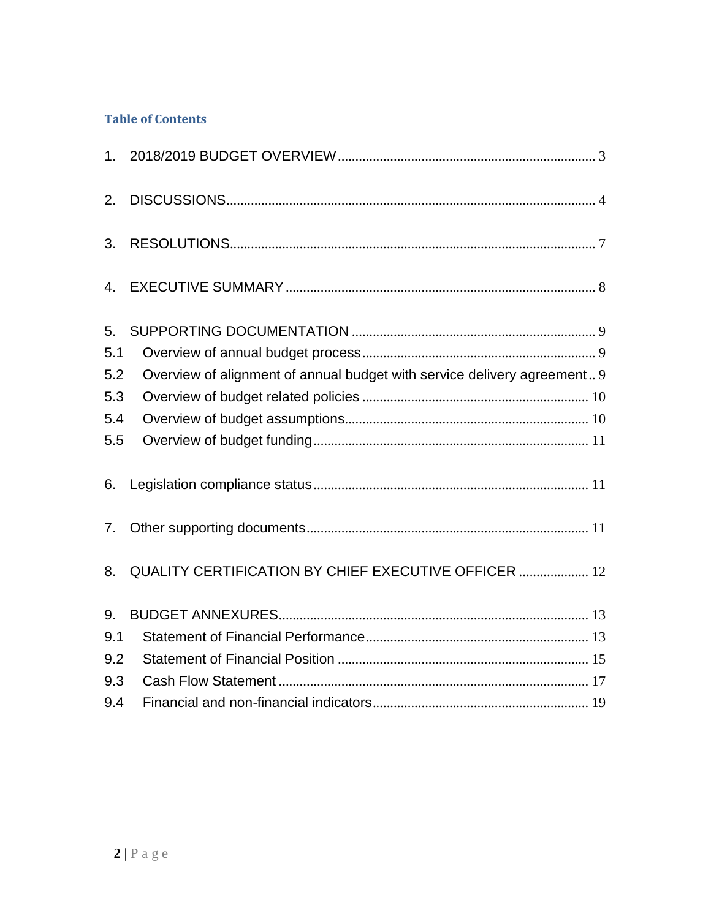## Table of Contents

1. 2018/2019 BUDGET OVERVIEW ........................................................................ 3

2. DISCUSSIONS ........................................................................ 4

3. RESOLUTIONS ........................................................................ 7

4. EXECUTIVE SUMMARY ........................................................................ 8

5. SUPPORTING DOCUMENTATION ........................................................................ 9
   - 5.1 Overview of annual budget process ........................................................................ 9
   - 5.2 Overview of alignment of annual budget with service delivery agreement .. 9
   - 5.3 Overview of budget related policies ........................................................................ 10
   - 5.4 Overview of budget assumptions ........................................................................ 10
   - 5.5 Overview of budget funding ........................................................................ 11

6. Legislation compliance status ........................................................................ 11

7. Other supporting documents ........................................................................ 11

8. QUALITY CERTIFICATION BY CHIEF EXECUTIVE OFFICER .................... 12

9. BUDGET ANNEXURES ........................................................................ 13
   - 9.1 Statement of Financial Performance ........................................................................ 13
   - 9.2 Statement of Financial Position ........................................................................ 15
   - 9.3 Cash Flow Statement ........................................................................ 17
   - 9.4 Financial and non-financial indicators ........................................................................ 19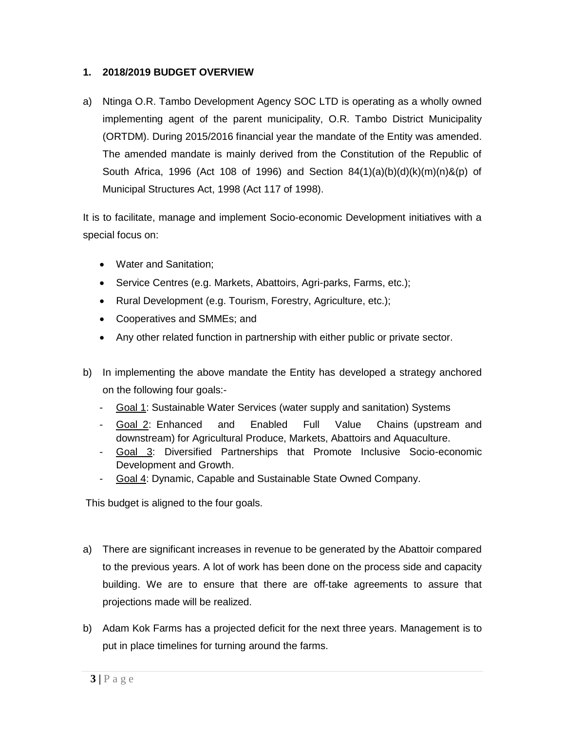## 1. 2018/2019 BUDGET OVERVIEW

a) Ntinga O.R. Tambo Development Agency SOC LTD is operating as a wholly owned implementing agent of the parent municipality, O.R. Tambo District Municipality (ORTDM). During 2015/2016 financial year the mandate of the Entity was amended. The amended mandate is mainly derived from the Constitution of the Republic of South Africa, 1996 (Act 108 of 1996) and Section 84(1)(a)(b)(d)(k)(m)(n)&(p) of Municipal Structures Act, 1998 (Act 117 of 1998).

It is to facilitate, manage and implement Socio-economic Development initiatives with a special focus on:

- Water and Sanitation;
- Service Centres (e.g. Markets, Abattoirs, Agri-parks, Farms, etc.);
- Rural Development (e.g. Tourism, Forestry, Agriculture, etc.);
- Cooperatives and SMMEs; and
- Any other related function in partnership with either public or private sector.

b) In implementing the above mandate the Entity has developed a strategy anchored on the following four goals:-

- Goal 1: Sustainable Water Services (water supply and sanitation) Systems
- Goal 2: Enhanced and Enabled Full Value Chains (upstream and downstream) for Agricultural Produce, Markets, Abattoirs and Aquaculture.
- Goal 3: Diversified Partnerships that Promote Inclusive Socio-economic Development and Growth.
- Goal 4: Dynamic, Capable and Sustainable State Owned Company.

This budget is aligned to the four goals.

a) There are significant increases in revenue to be generated by the Abattoir compared to the previous years. A lot of work has been done on the process side and capacity building. We are to ensure that there are off-take agreements to assure that projections made will be realized.

b) Adam Kok Farms has a projected deficit for the next three years. Management is to put in place timelines for turning around the farms.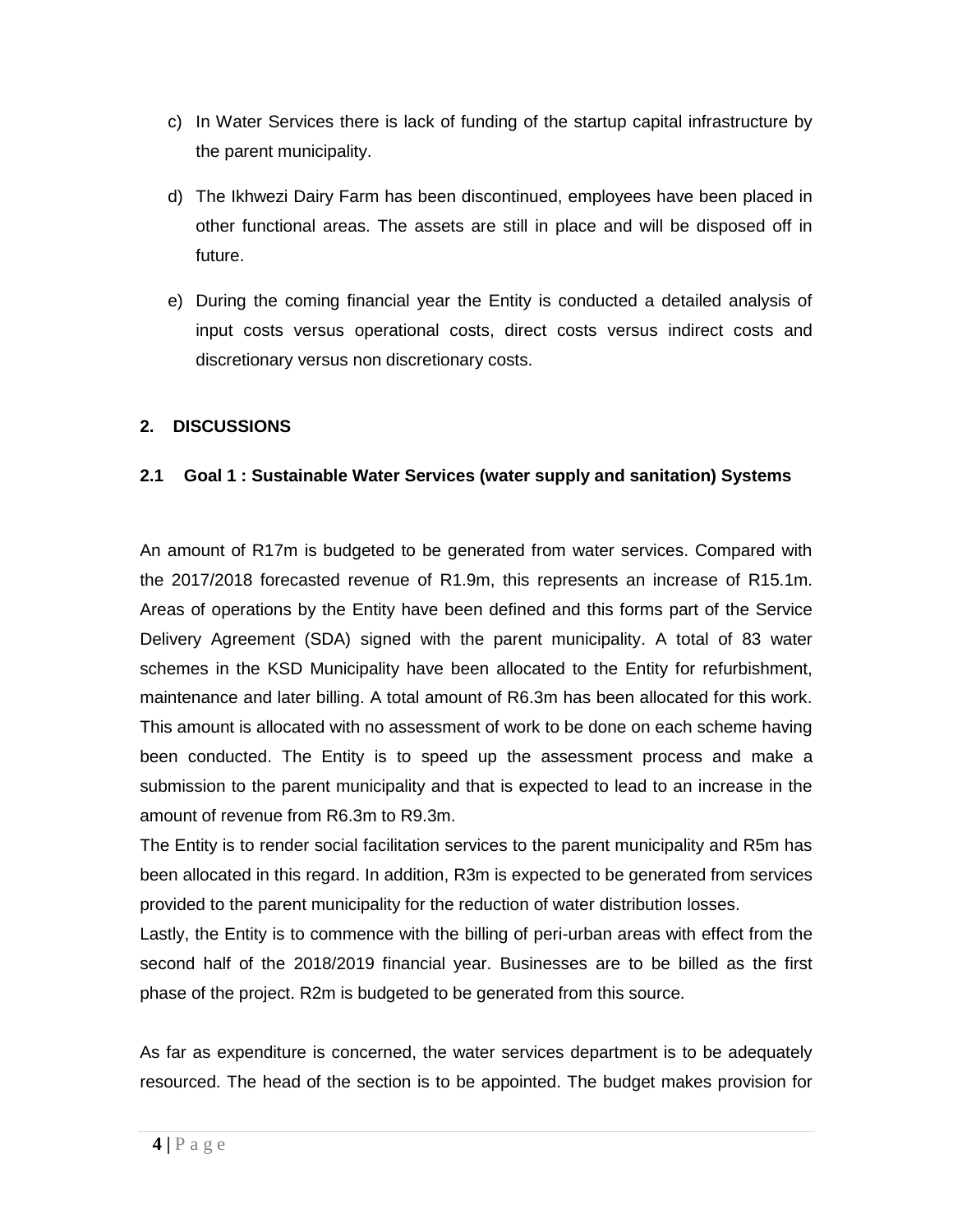c) In Water Services there is lack of funding of the startup capital infrastructure by the parent municipality.

d) The Ikhwezi Dairy Farm has been discontinued, employees have been placed in other functional areas. The assets are still in place and will be disposed off in future.

e) During the coming financial year the Entity is conducted a detailed analysis of input costs versus operational costs, direct costs versus indirect costs and discretionary versus non discretionary costs.

## 2. DISCUSSIONS

### 2.1 Goal 1 : Sustainable Water Services (water supply and sanitation) Systems

An amount of R17m is budgeted to be generated from water services. Compared with the 2017/2018 forecasted revenue of R1.9m, this represents an increase of R15.1m. Areas of operations by the Entity have been defined and this forms part of the Service Delivery Agreement (SDA) signed with the parent municipality. A total of 83 water schemes in the KSD Municipality have been allocated to the Entity for refurbishment, maintenance and later billing. A total amount of R6.3m has been allocated for this work. This amount is allocated with no assessment of work to be done on each scheme having been conducted. The Entity is to speed up the assessment process and make a submission to the parent municipality and that is expected to lead to an increase in the amount of revenue from R6.3m to R9.3m.

The Entity is to render social facilitation services to the parent municipality and R5m has been allocated in this regard. In addition, R3m is expected to be generated from services provided to the parent municipality for the reduction of water distribution losses.

Lastly, the Entity is to commence with the billing of peri-urban areas with effect from the second half of the 2018/2019 financial year. Businesses are to be billed as the first phase of the project. R2m is budgeted to be generated from this source.

As far as expenditure is concerned, the water services department is to be adequately resourced. The head of the section is to be appointed. The budget makes provision for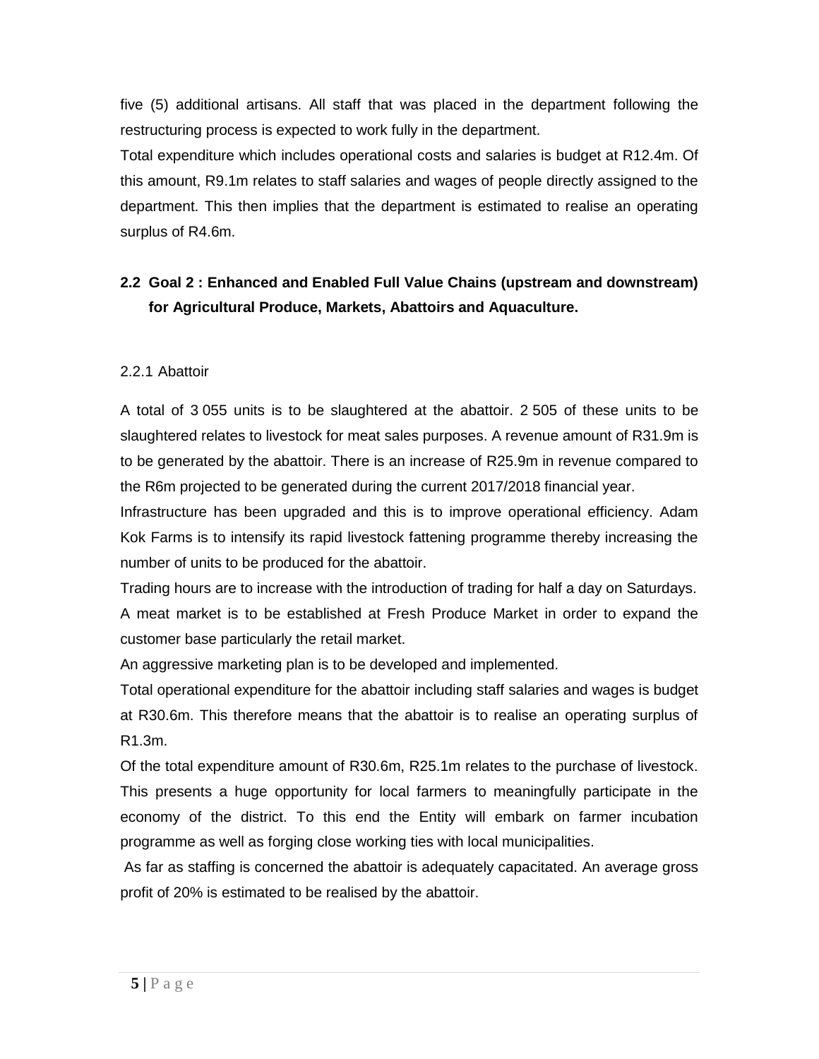five (5) additional artisans. All staff that was placed in the department following the restructuring process is expected to work fully in the department.

Total expenditure which includes operational costs and salaries is budget at R12.4m. Of this amount, R9.1m relates to staff salaries and wages of people directly assigned to the department. This then implies that the department is estimated to realise an operating surplus of R4.6m.

## 2.2 Goal 2 : Enhanced and Enabled Full Value Chains (upstream and downstream) for Agricultural Produce, Markets, Abattoirs and Aquaculture.

### 2.2.1 Abattoir

A total of 3 055 units is to be slaughtered at the abattoir. 2 505 of these units to be slaughtered relates to livestock for meat sales purposes. A revenue amount of R31.9m is to be generated by the abattoir. There is an increase of R25.9m in revenue compared to the R6m projected to be generated during the current 2017/2018 financial year.

Infrastructure has been upgraded and this is to improve operational efficiency. Adam Kok Farms is to intensify its rapid livestock fattening programme thereby increasing the number of units to be produced for the abattoir.

Trading hours are to increase with the introduction of trading for half a day on Saturdays.

A meat market is to be established at Fresh Produce Market in order to expand the customer base particularly the retail market.

An aggressive marketing plan is to be developed and implemented.

Total operational expenditure for the abattoir including staff salaries and wages is budget at R30.6m. This therefore means that the abattoir is to realise an operating surplus of R1.3m.

Of the total expenditure amount of R30.6m, R25.1m relates to the purchase of livestock. This presents a huge opportunity for local farmers to meaningfully participate in the economy of the district. To this end the Entity will embark on farmer incubation programme as well as forging close working ties with local municipalities.

As far as staffing is concerned the abattoir is adequately capacitated. An average gross profit of 20% is estimated to be realised by the abattoir.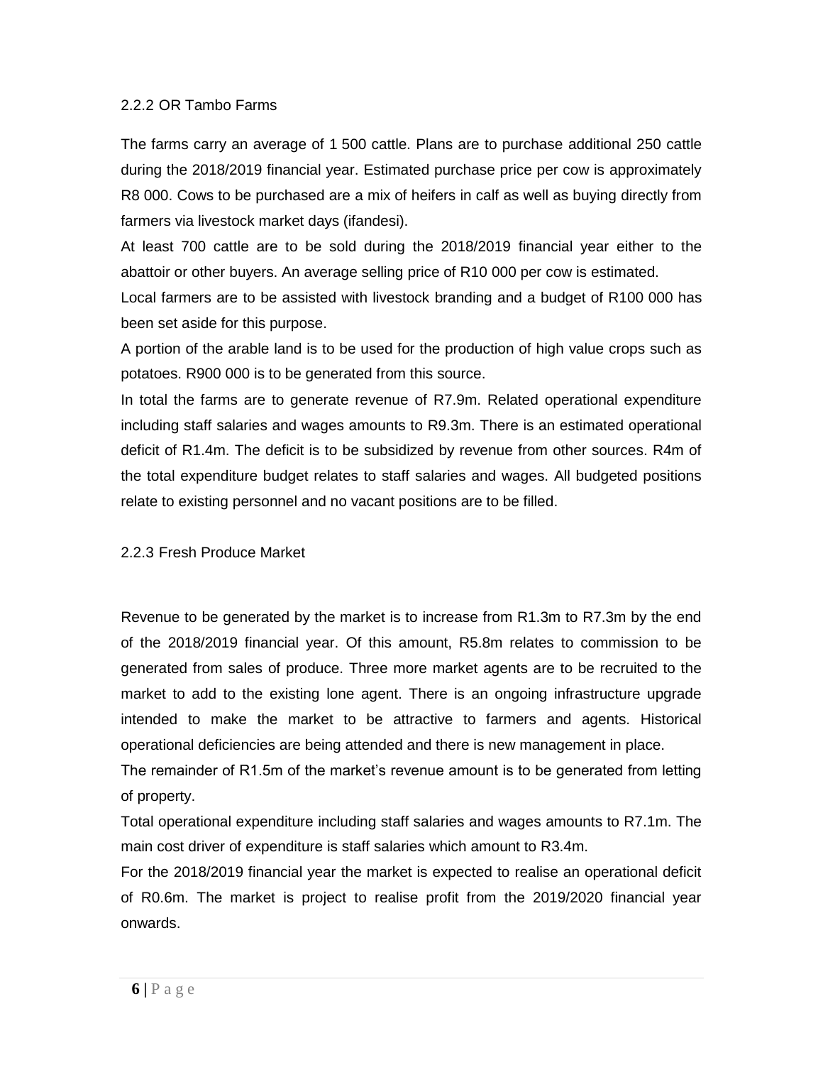### 2.2.2 OR Tambo Farms

The farms carry an average of 1 500 cattle. Plans are to purchase additional 250 cattle during the 2018/2019 financial year. Estimated purchase price per cow is approximately R8 000. Cows to be purchased are a mix of heifers in calf as well as buying directly from farmers via livestock market days (ifandesi).

At least 700 cattle are to be sold during the 2018/2019 financial year either to the abattoir or other buyers. An average selling price of R10 000 per cow is estimated.

Local farmers are to be assisted with livestock branding and a budget of R100 000 has been set aside for this purpose.

A portion of the arable land is to be used for the production of high value crops such as potatoes. R900 000 is to be generated from this source.

In total the farms are to generate revenue of R7.9m. Related operational expenditure including staff salaries and wages amounts to R9.3m. There is an estimated operational deficit of R1.4m. The deficit is to be subsidized by revenue from other sources. R4m of the total expenditure budget relates to staff salaries and wages. All budgeted positions relate to existing personnel and no vacant positions are to be filled.

### 2.2.3 Fresh Produce Market

Revenue to be generated by the market is to increase from R1.3m to R7.3m by the end of the 2018/2019 financial year. Of this amount, R5.8m relates to commission to be generated from sales of produce. Three more market agents are to be recruited to the market to add to the existing lone agent. There is an ongoing infrastructure upgrade intended to make the market to be attractive to farmers and agents. Historical operational deficiencies are being attended and there is new management in place.

The remainder of R1.5m of the market's revenue amount is to be generated from letting of property.

Total operational expenditure including staff salaries and wages amounts to R7.1m. The main cost driver of expenditure is staff salaries which amount to R3.4m.

For the 2018/2019 financial year the market is expected to realise an operational deficit of R0.6m. The market is project to realise profit from the 2019/2020 financial year onwards.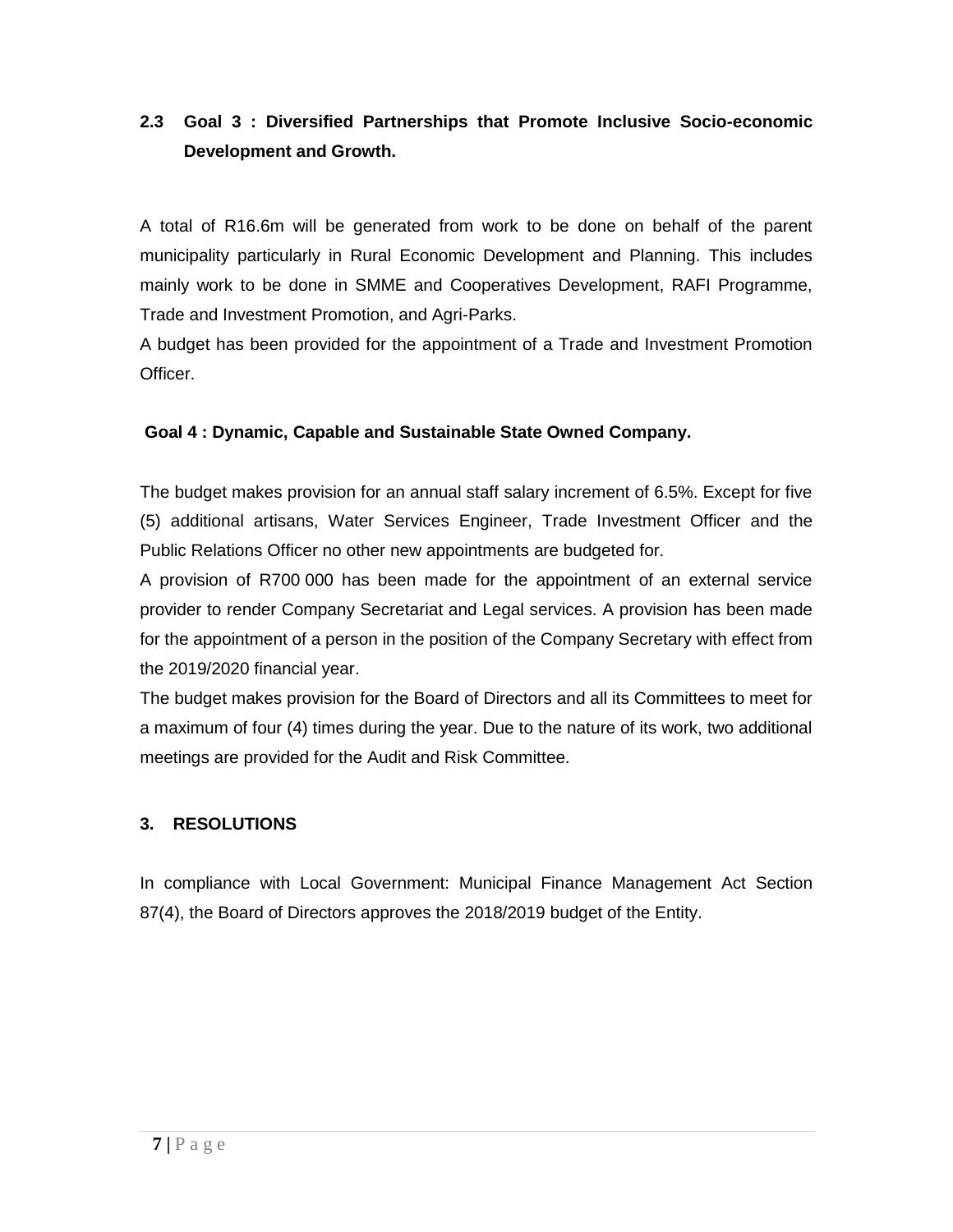### 2.3 Goal 3 : Diversified Partnerships that Promote Inclusive Socio-economic Development and Growth.

A total of R16.6m will be generated from work to be done on behalf of the parent municipality particularly in Rural Economic Development and Planning. This includes mainly work to be done in SMME and Cooperatives Development, RAFI Programme, Trade and Investment Promotion, and Agri-Parks.

A budget has been provided for the appointment of a Trade and Investment Promotion Officer.

### Goal 4 : Dynamic, Capable and Sustainable State Owned Company.

The budget makes provision for an annual staff salary increment of 6.5%. Except for five (5) additional artisans, Water Services Engineer, Trade Investment Officer and the Public Relations Officer no other new appointments are budgeted for.

A provision of R700 000 has been made for the appointment of an external service provider to render Company Secretariat and Legal services. A provision has been made for the appointment of a person in the position of the Company Secretary with effect from the 2019/2020 financial year.

The budget makes provision for the Board of Directors and all its Committees to meet for a maximum of four (4) times during the year. Due to the nature of its work, two additional meetings are provided for the Audit and Risk Committee.

## 3. RESOLUTIONS

In compliance with Local Government: Municipal Finance Management Act Section 87(4), the Board of Directors approves the 2018/2019 budget of the Entity.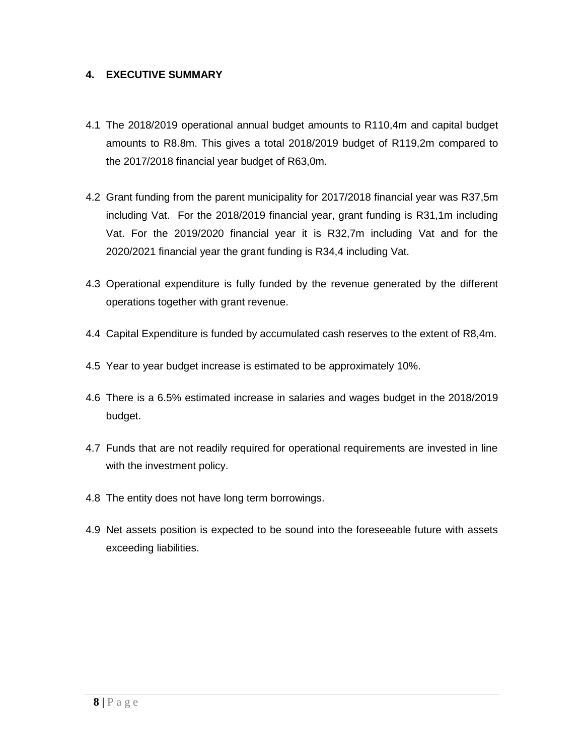## 4. EXECUTIVE SUMMARY

4.1 The 2018/2019 operational annual budget amounts to R110,4m and capital budget amounts to R8.8m. This gives a total 2018/2019 budget of R119,2m compared to the 2017/2018 financial year budget of R63,0m.

4.2 Grant funding from the parent municipality for 2017/2018 financial year was R37,5m including Vat. For the 2018/2019 financial year, grant funding is R31,1m including Vat. For the 2019/2020 financial year it is R32,7m including Vat and for the 2020/2021 financial year the grant funding is R34,4 including Vat.

4.3 Operational expenditure is fully funded by the revenue generated by the different operations together with grant revenue.

4.4 Capital Expenditure is funded by accumulated cash reserves to the extent of R8,4m.

4.5 Year to year budget increase is estimated to be approximately 10%.

4.6 There is a 6.5% estimated increase in salaries and wages budget in the 2018/2019 budget.

4.7 Funds that are not readily required for operational requirements are invested in line with the investment policy.

4.8 The entity does not have long term borrowings.

4.9 Net assets position is expected to be sound into the foreseeable future with assets exceeding liabilities.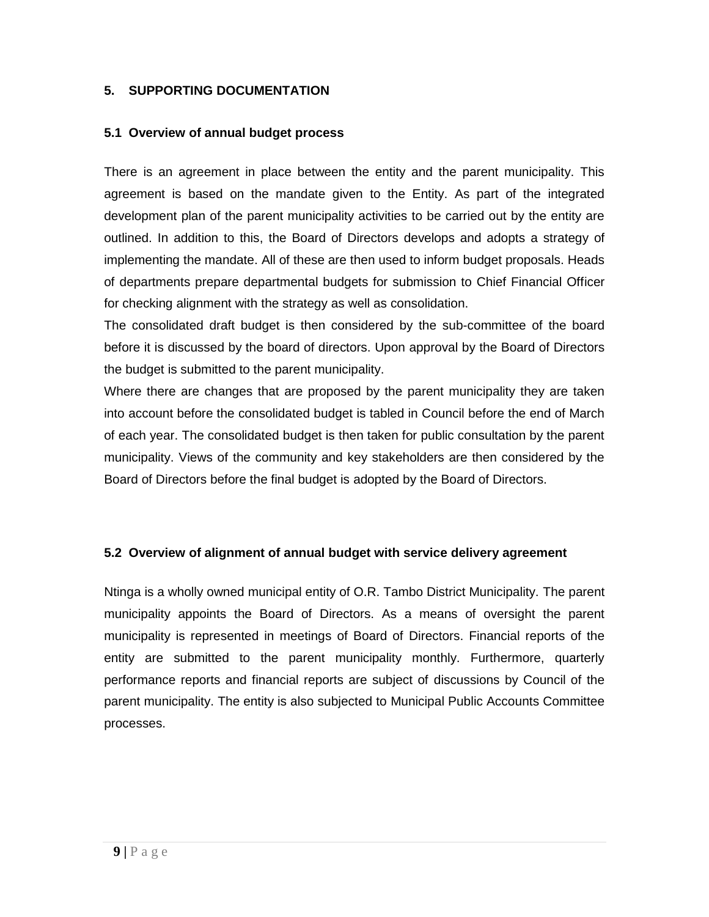## 5. SUPPORTING DOCUMENTATION

### 5.1 Overview of annual budget process

There is an agreement in place between the entity and the parent municipality. This agreement is based on the mandate given to the Entity. As part of the integrated development plan of the parent municipality activities to be carried out by the entity are outlined. In addition to this, the Board of Directors develops and adopts a strategy of implementing the mandate. All of these are then used to inform budget proposals. Heads of departments prepare departmental budgets for submission to Chief Financial Officer for checking alignment with the strategy as well as consolidation.

The consolidated draft budget is then considered by the sub-committee of the board before it is discussed by the board of directors. Upon approval by the Board of Directors the budget is submitted to the parent municipality.

Where there are changes that are proposed by the parent municipality they are taken into account before the consolidated budget is tabled in Council before the end of March of each year. The consolidated budget is then taken for public consultation by the parent municipality. Views of the community and key stakeholders are then considered by the Board of Directors before the final budget is adopted by the Board of Directors.

### 5.2 Overview of alignment of annual budget with service delivery agreement

Ntinga is a wholly owned municipal entity of O.R. Tambo District Municipality. The parent municipality appoints the Board of Directors. As a means of oversight the parent municipality is represented in meetings of Board of Directors. Financial reports of the entity are submitted to the parent municipality monthly. Furthermore, quarterly performance reports and financial reports are subject of discussions by Council of the parent municipality. The entity is also subjected to Municipal Public Accounts Committee processes.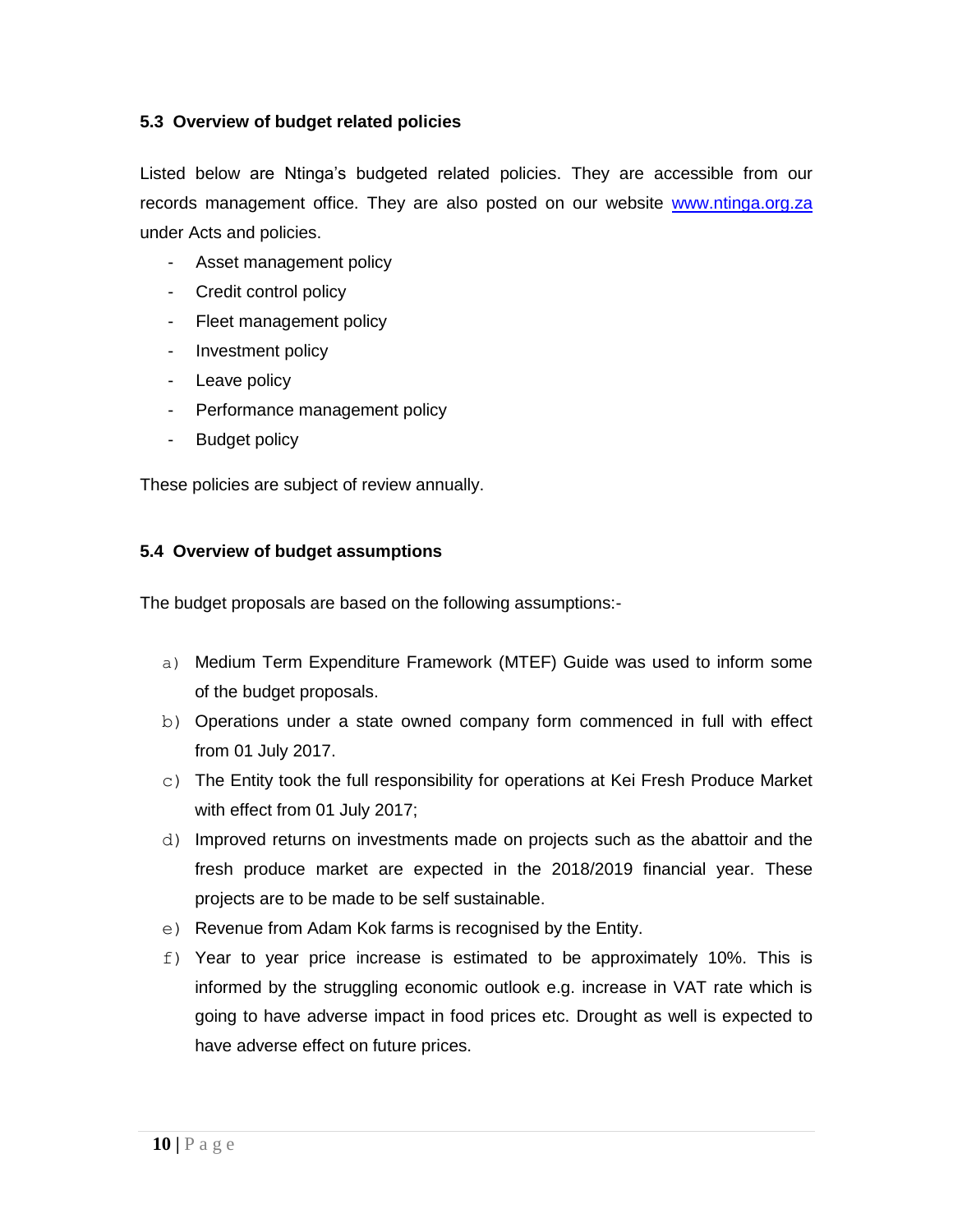### 5.3 Overview of budget related policies

Listed below are Ntinga's budgeted related policies. They are accessible from our records management office. They are also posted on our website [www.ntinga.org.za](http://www.ntinga.org.za) under Acts and policies.

- Asset management policy
- Credit control policy
- Fleet management policy
- Investment policy
- Leave policy
- Performance management policy
- Budget policy

These policies are subject of review annually.

### 5.4 Overview of budget assumptions

The budget proposals are based on the following assumptions:-

a) Medium Term Expenditure Framework (MTEF) Guide was used to inform some of the budget proposals.
b) Operations under a state owned company form commenced in full with effect from 01 July 2017.
c) The Entity took the full responsibility for operations at Kei Fresh Produce Market with effect from 01 July 2017;
d) Improved returns on investments made on projects such as the abattoir and the fresh produce market are expected in the 2018/2019 financial year. These projects are to be made to be self sustainable.
e) Revenue from Adam Kok farms is recognised by the Entity.
f) Year to year price increase is estimated to be approximately 10%. This is informed by the struggling economic outlook e.g. increase in VAT rate which is going to have adverse impact in food prices etc. Drought as well is expected to have adverse effect on future prices.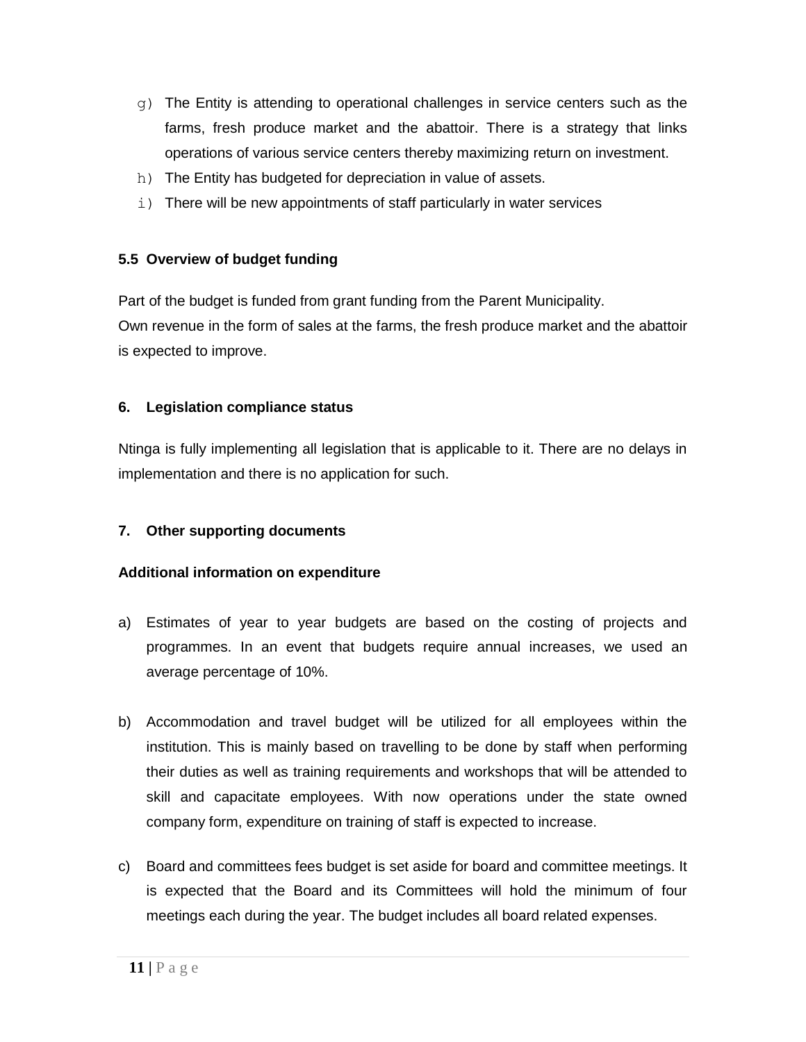g) The Entity is attending to operational challenges in service centers such as the farms, fresh produce market and the abattoir. There is a strategy that links operations of various service centers thereby maximizing return on investment.
h) The Entity has budgeted for depreciation in value of assets.
i) There will be new appointments of staff particularly in water services

### 5.5 Overview of budget funding

Part of the budget is funded from grant funding from the Parent Municipality.
Own revenue in the form of sales at the farms, the fresh produce market and the abattoir is expected to improve.

## 6. Legislation compliance status

Ntinga is fully implementing all legislation that is applicable to it. There are no delays in implementation and there is no application for such.

## 7. Other supporting documents

**Additional information on expenditure**

a) Estimates of year to year budgets are based on the costing of projects and programmes. In an event that budgets require annual increases, we used an average percentage of 10%.

b) Accommodation and travel budget will be utilized for all employees within the institution. This is mainly based on travelling to be done by staff when performing their duties as well as training requirements and workshops that will be attended to skill and capacitate employees. With now operations under the state owned company form, expenditure on training of staff is expected to increase.

c) Board and committees fees budget is set aside for board and committee meetings. It is expected that the Board and its Committees will hold the minimum of four meetings each during the year. The budget includes all board related expenses.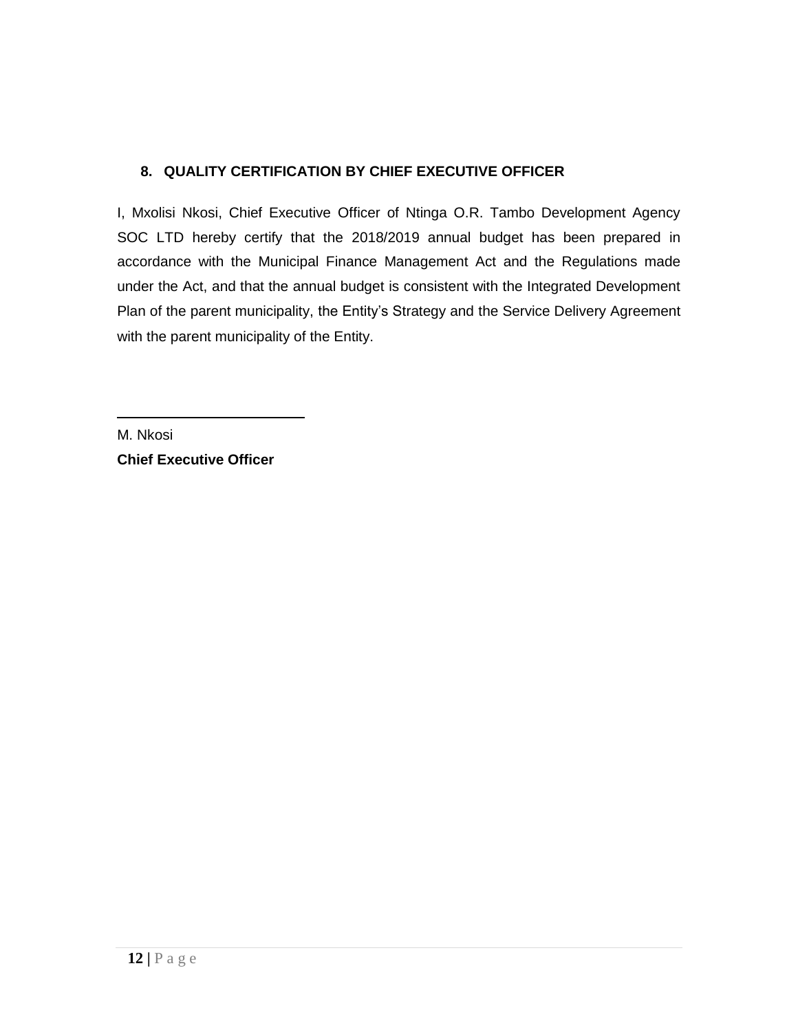## 8. QUALITY CERTIFICATION BY CHIEF EXECUTIVE OFFICER

I, Mxolisi Nkosi, Chief Executive Officer of Ntinga O.R. Tambo Development Agency SOC LTD hereby certify that the 2018/2019 annual budget has been prepared in accordance with the Municipal Finance Management Act and the Regulations made under the Act, and that the annual budget is consistent with the Integrated Development Plan of the parent municipality, the Entity's Strategy and the Service Delivery Agreement with the parent municipality of the Entity.

\_\_\_\_\_\_\_\_\_\_\_\_\_\_\_\_\_\_\_\_\_\_\_\_\_\_

M. Nkosi

**Chief Executive Officer**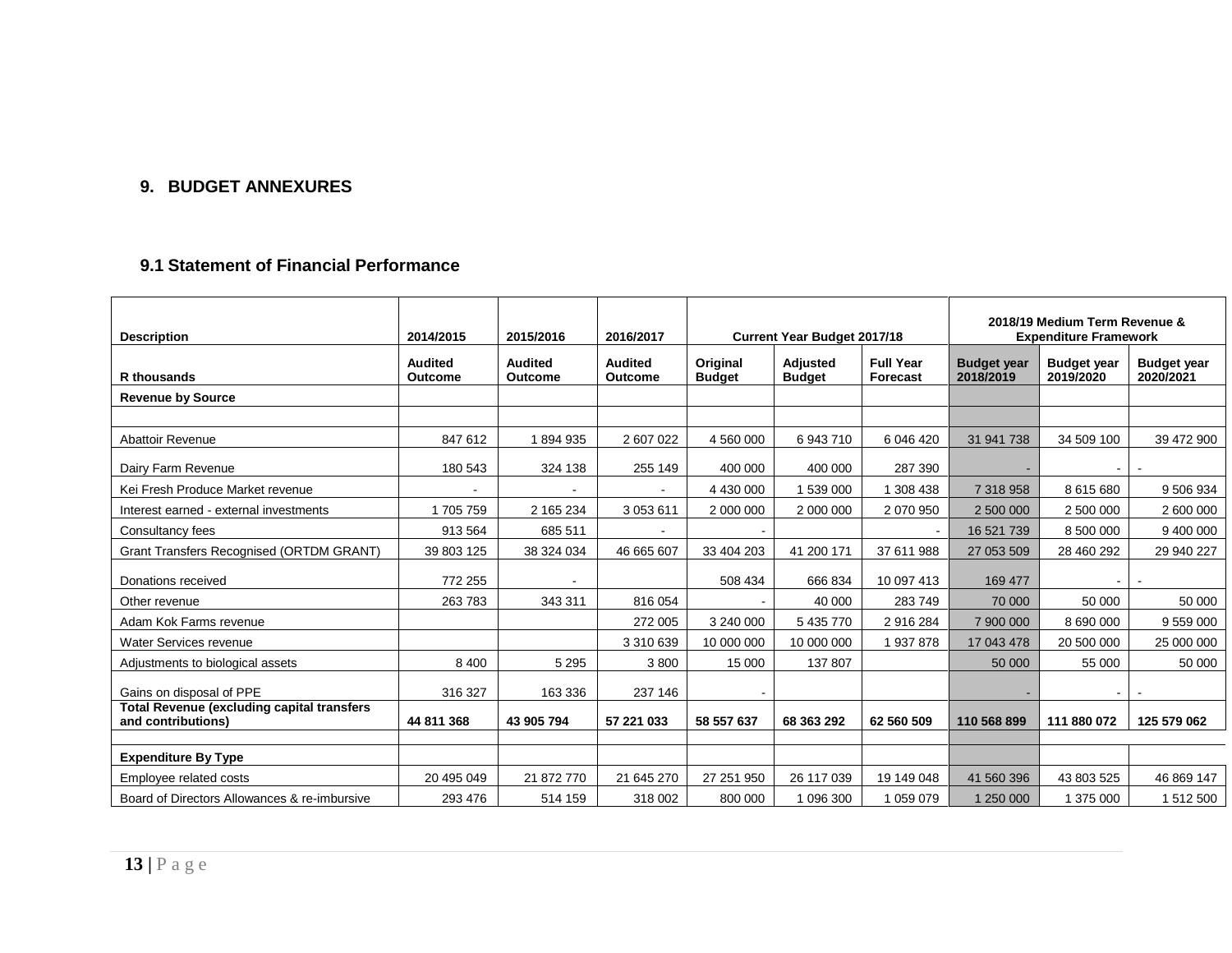## 9. BUDGET ANNEXURES

### 9.1 Statement of Financial Performance

| Description | 2014/2015 | 2015/2016 | 2016/2017 | Current Year Budget 2017/18 | | | 2018/19 Medium Term Revenue & Expenditure Framework | | |
|---|---|---|---|---|---|---|---|---|---|
| R thousands | Audited Outcome | Audited Outcome | Audited Outcome | Original Budget | Adjusted Budget | Full Year Forecast | Budget year 2018/2019 | Budget year 2019/2020 | Budget year 2020/2021 |
| **Revenue by Source** | | | | | | | | | |
| | | | | | | | | | |
| Abattoir Revenue | 847 612 | 1 894 935 | 2 607 022 | 4 560 000 | 6 943 710 | 6 046 420 | 31 941 738 | 34 509 100 | 39 472 900 |
| Dairy Farm Revenue | 180 543 | 324 138 | 255 149 | 400 000 | 400 000 | 287 390 | - | - | - |
| Kei Fresh Produce Market revenue | - | - | - | 4 430 000 | 1 539 000 | 1 308 438 | 7 318 958 | 8 615 680 | 9 506 934 |
| Interest earned - external investments | 1 705 759 | 2 165 234 | 3 053 611 | 2 000 000 | 2 000 000 | 2 070 950 | 2 500 000 | 2 500 000 | 2 600 000 |
| Consultancy fees | 913 564 | 685 511 | - | - | | - | 16 521 739 | 8 500 000 | 9 400 000 |
| Grant Transfers Recognised (ORTDM GRANT) | 39 803 125 | 38 324 034 | 46 665 607 | 33 404 203 | 41 200 171 | 37 611 988 | 27 053 509 | 28 460 292 | 29 940 227 |
| Donations received | 772 255 | - | | 508 434 | 666 834 | 10 097 413 | 169 477 | - | - |
| Other revenue | 263 783 | 343 311 | 816 054 | - | 40 000 | 283 749 | 70 000 | 50 000 | 50 000 |
| Adam Kok Farms revenue | | | 272 005 | 3 240 000 | 5 435 770 | 2 916 284 | 7 900 000 | 8 690 000 | 9 559 000 |
| Water Services revenue | | | 3 310 639 | 10 000 000 | 10 000 000 | 1 937 878 | 17 043 478 | 20 500 000 | 25 000 000 |
| Adjustments to biological assets | 8 400 | 5 295 | 3 800 | 15 000 | 137 807 | | 50 000 | 55 000 | 50 000 |
| Gains on disposal of PPE | 316 327 | 163 336 | 237 146 | - | | | - | - | - |
| **Total Revenue (excluding capital transfers and contributions)** | **44 811 368** | **43 905 794** | **57 221 033** | **58 557 637** | **68 363 292** | **62 560 509** | **110 568 899** | **111 880 072** | **125 579 062** |
| | | | | | | | | | |
| **Expenditure By Type** | | | | | | | | | |
| Employee related costs | 20 495 049 | 21 872 770 | 21 645 270 | 27 251 950 | 26 117 039 | 19 149 048 | 41 560 396 | 43 803 525 | 46 869 147 |
| Board of Directors Allowances & re-imbursive | 293 476 | 514 159 | 318 002 | 800 000 | 1 096 300 | 1 059 079 | 1 250 000 | 1 375 000 | 1 512 500 |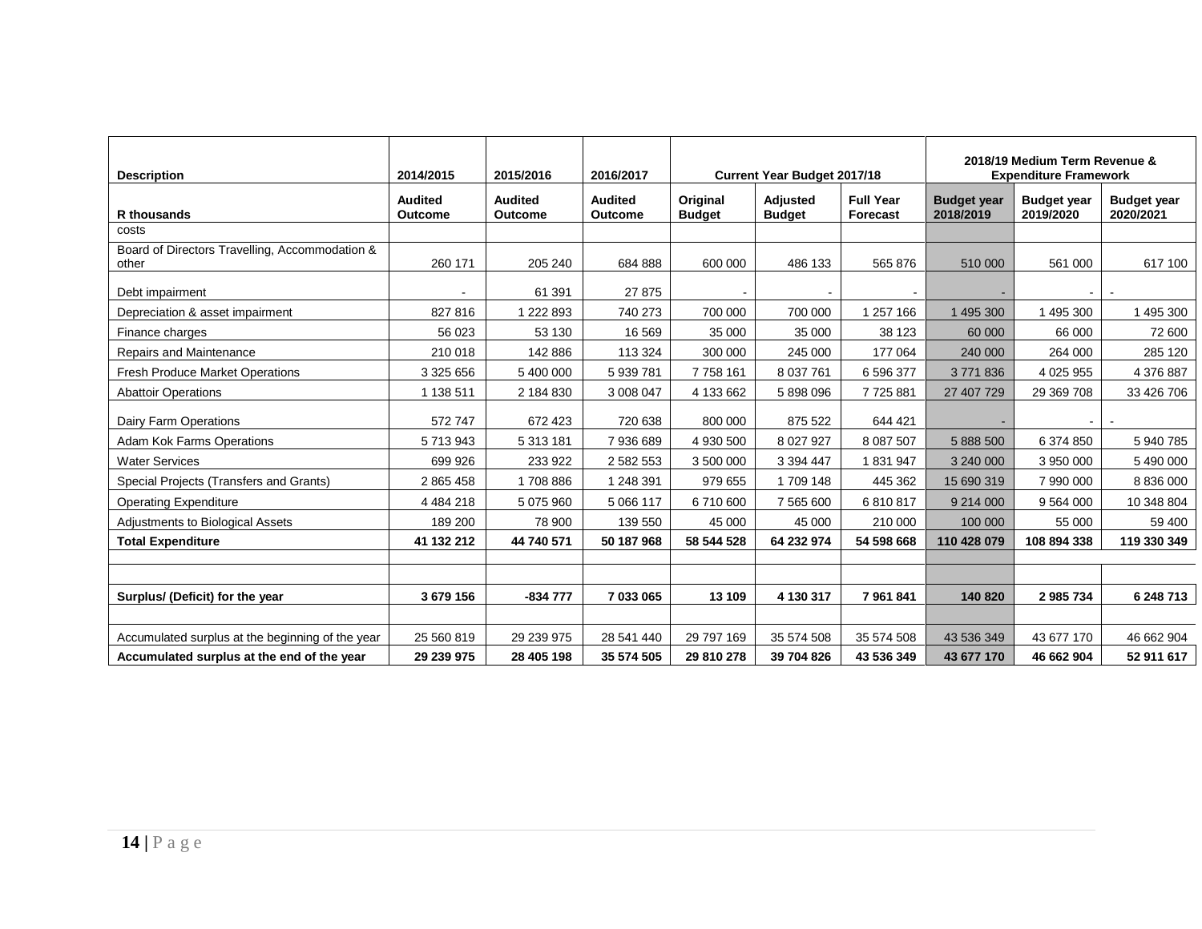| Description | 2014/2015 | 2015/2016 | 2016/2017 | Current Year Budget 2017/18 | | | 2018/19 Medium Term Revenue & Expenditure Framework | | |
|---|---|---|---|---|---|---|---|---|---|
| R thousands | Audited Outcome | Audited Outcome | Audited Outcome | Original Budget | Adjusted Budget | Full Year Forecast | Budget year 2018/2019 | Budget year 2019/2020 | Budget year 2020/2021 |
| costs | | | | | | | | | |
| Board of Directors Travelling, Accommodation & other | 260 171 | 205 240 | 684 888 | 600 000 | 486 133 | 565 876 | 510 000 | 561 000 | 617 100 |
| Debt impairment | - | 61 391 | 27 875 | - | - | - | - | - | - |
| Depreciation & asset impairment | 827 816 | 1 222 893 | 740 273 | 700 000 | 700 000 | 1 257 166 | 1 495 300 | 1 495 300 | 1 495 300 |
| Finance charges | 56 023 | 53 130 | 16 569 | 35 000 | 35 000 | 38 123 | 60 000 | 66 000 | 72 600 |
| Repairs and Maintenance | 210 018 | 142 886 | 113 324 | 300 000 | 245 000 | 177 064 | 240 000 | 264 000 | 285 120 |
| Fresh Produce Market Operations | 3 325 656 | 5 400 000 | 5 939 781 | 7 758 161 | 8 037 761 | 6 596 377 | 3 771 836 | 4 025 955 | 4 376 887 |
| Abattoir Operations | 1 138 511 | 2 184 830 | 3 008 047 | 4 133 662 | 5 898 096 | 7 725 881 | 27 407 729 | 29 369 708 | 33 426 706 |
| Dairy Farm Operations | 572 747 | 672 423 | 720 638 | 800 000 | 875 522 | 644 421 | - | - | - |
| Adam Kok Farms Operations | 5 713 943 | 5 313 181 | 7 936 689 | 4 930 500 | 8 027 927 | 8 087 507 | 5 888 500 | 6 374 850 | 5 940 785 |
| Water Services | 699 926 | 233 922 | 2 582 553 | 3 500 000 | 3 394 447 | 1 831 947 | 3 240 000 | 3 950 000 | 5 490 000 |
| Special Projects (Transfers and Grants) | 2 865 458 | 1 708 886 | 1 248 391 | 979 655 | 1 709 148 | 445 362 | 15 690 319 | 7 990 000 | 8 836 000 |
| Operating Expenditure | 4 484 218 | 5 075 960 | 5 066 117 | 6 710 600 | 7 565 600 | 6 810 817 | 9 214 000 | 9 564 000 | 10 348 804 |
| Adjustments to Biological Assets | 189 200 | 78 900 | 139 550 | 45 000 | 45 000 | 210 000 | 100 000 | 55 000 | 59 400 |
| **Total Expenditure** | **41 132 212** | **44 740 571** | **50 187 968** | **58 544 528** | **64 232 974** | **54 598 668** | **110 428 079** | **108 894 338** | **119 330 349** |
| | | | | | | | | | |
| | | | | | | | | | |
| **Surplus/ (Deficit) for the year** | **3 679 156** | **-834 777** | **7 033 065** | **13 109** | **4 130 317** | **7 961 841** | **140 820** | **2 985 734** | **6 248 713** |
| | | | | | | | | | |
| Accumulated surplus at the beginning of the year | 25 560 819 | 29 239 975 | 28 541 440 | 29 797 169 | 35 574 508 | 35 574 508 | 43 536 349 | 43 677 170 | 46 662 904 |
| **Accumulated surplus at the end of the year** | **29 239 975** | **28 405 198** | **35 574 505** | **29 810 278** | **39 704 826** | **43 536 349** | **43 677 170** | **46 662 904** | **52 911 617** |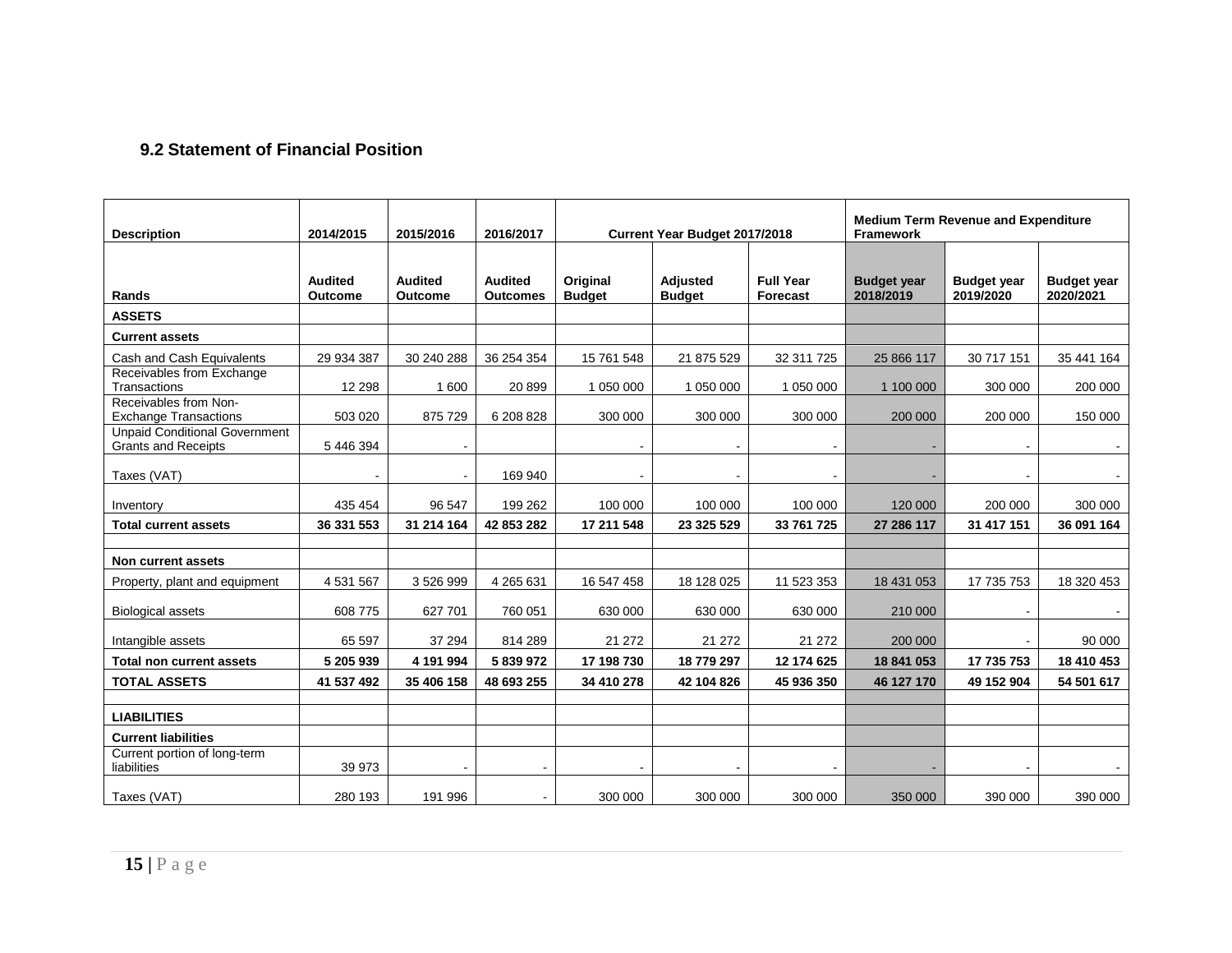### 9.2 Statement of Financial Position

| Description | 2014/2015 | 2015/2016 | 2016/2017 | Current Year Budget 2017/2018 | | | Medium Term Revenue and Expenditure Framework | | |
|---|---|---|---|---|---|---|---|---|---|
| Rands | Audited Outcome | Audited Outcome | Audited Outcomes | Original Budget | Adjusted Budget | Full Year Forecast | Budget year 2018/2019 | Budget year 2019/2020 | Budget year 2020/2021 |
| **ASSETS** | | | | | | | | | |
| **Current assets** | | | | | | | | | |
| Cash and Cash Equivalents | 29 934 387 | 30 240 288 | 36 254 354 | 15 761 548 | 21 875 529 | 32 311 725 | 25 866 117 | 30 717 151 | 35 441 164 |
| Receivables from Exchange Transactions | 12 298 | 1 600 | 20 899 | 1 050 000 | 1 050 000 | 1 050 000 | 1 100 000 | 300 000 | 200 000 |
| Receivables from Non-Exchange Transactions | 503 020 | 875 729 | 6 208 828 | 300 000 | 300 000 | 300 000 | 200 000 | 200 000 | 150 000 |
| Unpaid Conditional Government Grants and Receipts | 5 446 394 | - | | - | - | - | - | - | - |
| Taxes (VAT) | - | - | 169 940 | - | - | - | - | - | - |
| Inventory | 435 454 | 96 547 | 199 262 | 100 000 | 100 000 | 100 000 | 120 000 | 200 000 | 300 000 |
| **Total current assets** | **36 331 553** | **31 214 164** | **42 853 282** | **17 211 548** | **23 325 529** | **33 761 725** | **27 286 117** | **31 417 151** | **36 091 164** |
| | | | | | | | | | |
| **Non current assets** | | | | | | | | | |
| Property, plant and equipment | 4 531 567 | 3 526 999 | 4 265 631 | 16 547 458 | 18 128 025 | 11 523 353 | 18 431 053 | 17 735 753 | 18 320 453 |
| Biological assets | 608 775 | 627 701 | 760 051 | 630 000 | 630 000 | 630 000 | 210 000 | - | - |
| Intangible assets | 65 597 | 37 294 | 814 289 | 21 272 | 21 272 | 21 272 | 200 000 | - | 90 000 |
| **Total non current assets** | **5 205 939** | **4 191 994** | **5 839 972** | **17 198 730** | **18 779 297** | **12 174 625** | **18 841 053** | **17 735 753** | **18 410 453** |
| **TOTAL ASSETS** | **41 537 492** | **35 406 158** | **48 693 255** | **34 410 278** | **42 104 826** | **45 936 350** | **46 127 170** | **49 152 904** | **54 501 617** |
| | | | | | | | | | |
| **LIABILITIES** | | | | | | | | | |
| **Current liabilities** | | | | | | | | | |
| Current portion of long-term liabilities | 39 973 | - | - | - | - | - | - | - | - |
| Taxes (VAT) | 280 193 | 191 996 | - | 300 000 | 300 000 | 300 000 | 350 000 | 390 000 | 390 000 |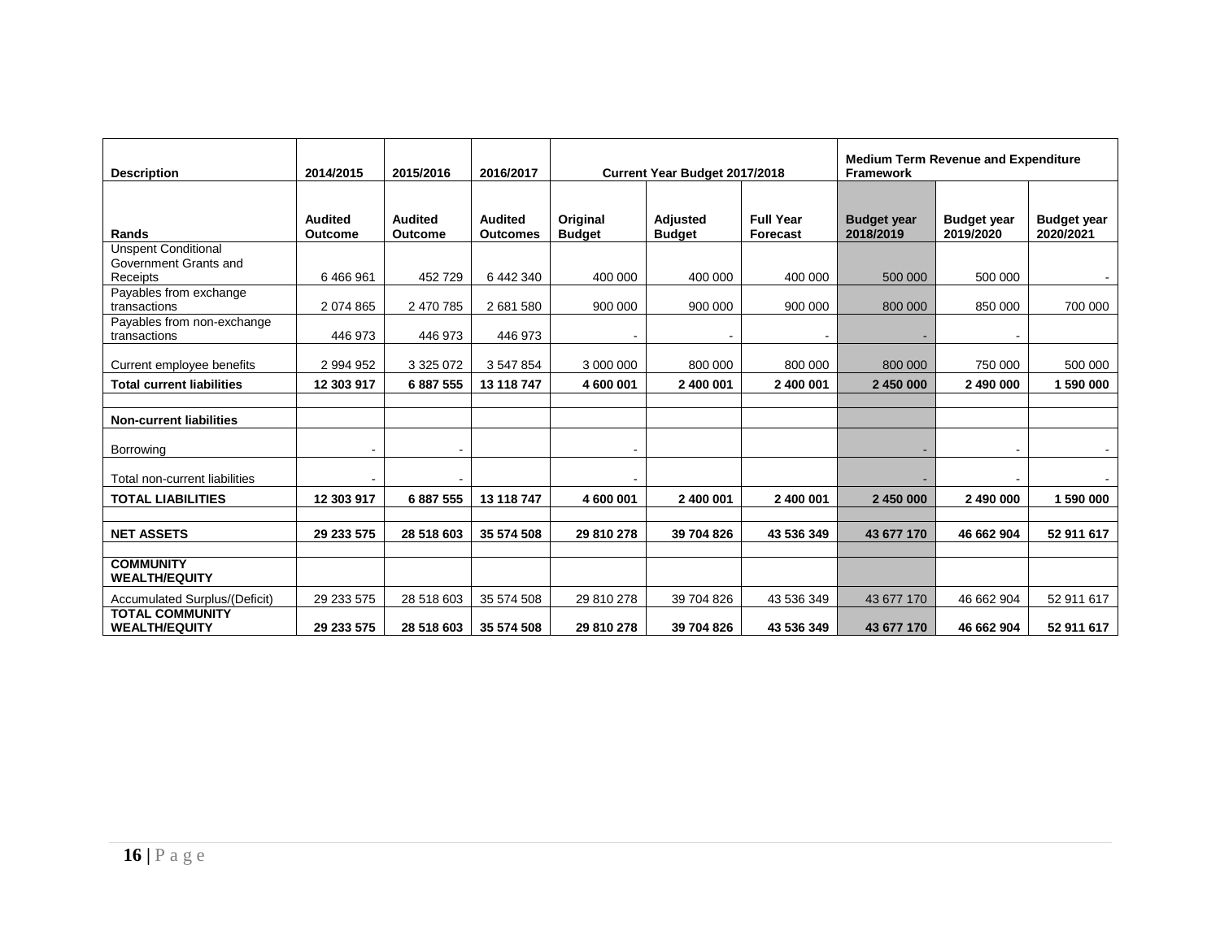| Description | 2014/2015 | 2015/2016 | 2016/2017 | Current Year Budget 2017/2018 | | | Medium Term Revenue and Expenditure Framework | | |
|---|---|---|---|---|---|---|---|---|---|
| **Rands** | **Audited Outcome** | **Audited Outcome** | **Audited Outcomes** | **Original Budget** | **Adjusted Budget** | **Full Year Forecast** | **Budget year 2018/2019** | **Budget year 2019/2020** | **Budget year 2020/2021** |
| Unspent Conditional Government Grants and Receipts | 6 466 961 | 452 729 | 6 442 340 | 400 000 | 400 000 | 400 000 | 500 000 | 500 000 | - |
| Payables from exchange transactions | 2 074 865 | 2 470 785 | 2 681 580 | 900 000 | 900 000 | 900 000 | 800 000 | 850 000 | 700 000 |
| Payables from non-exchange transactions | 446 973 | 446 973 | 446 973 | - | - | - | - | - | |
| Current employee benefits | 2 994 952 | 3 325 072 | 3 547 854 | 3 000 000 | 800 000 | 800 000 | 800 000 | 750 000 | 500 000 |
| **Total current liabilities** | **12 303 917** | **6 887 555** | **13 118 747** | **4 600 001** | **2 400 001** | **2 400 001** | **2 450 000** | **2 490 000** | **1 590 000** |
| | | | | | | | | | |
| **Non-current liabilities** | | | | | | | | | |
| Borrowing | - | - | | - | | | - | - | - |
| Total non-current liabilities | - | - | | - | | | - | - | - |
| **TOTAL LIABILITIES** | **12 303 917** | **6 887 555** | **13 118 747** | **4 600 001** | **2 400 001** | **2 400 001** | **2 450 000** | **2 490 000** | **1 590 000** |
| | | | | | | | | | |
| **NET ASSETS** | **29 233 575** | **28 518 603** | **35 574 508** | **29 810 278** | **39 704 826** | **43 536 349** | **43 677 170** | **46 662 904** | **52 911 617** |
| | | | | | | | | | |
| **COMMUNITY WEALTH/EQUITY** | | | | | | | | | |
| Accumulated Surplus/(Deficit) | 29 233 575 | 28 518 603 | 35 574 508 | 29 810 278 | 39 704 826 | 43 536 349 | 43 677 170 | 46 662 904 | 52 911 617 |
| **TOTAL COMMUNITY WEALTH/EQUITY** | **29 233 575** | **28 518 603** | **35 574 508** | **29 810 278** | **39 704 826** | **43 536 349** | **43 677 170** | **46 662 904** | **52 911 617** |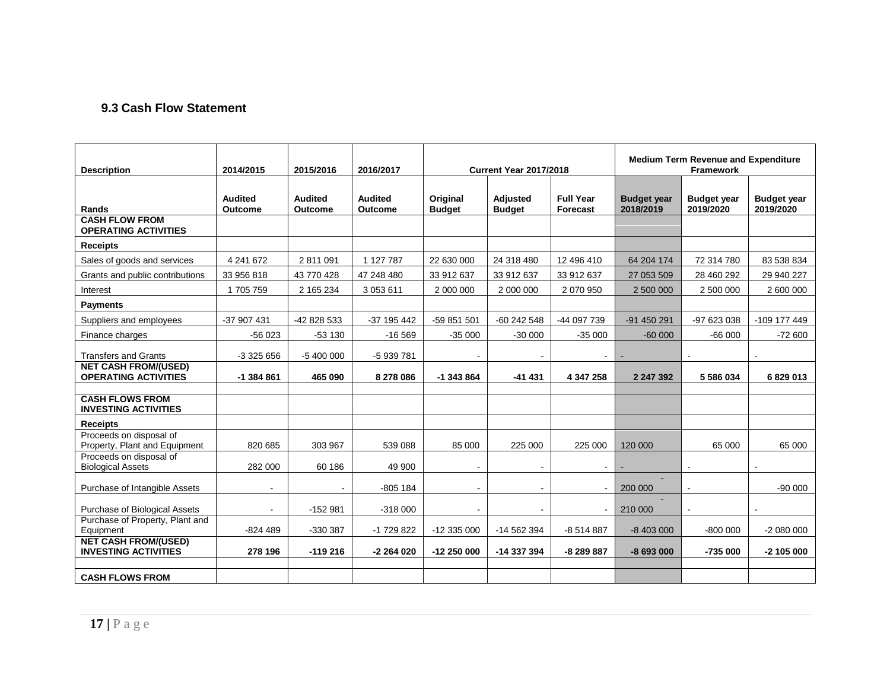### 9.3 Cash Flow Statement

| Description | 2014/2015 | 2015/2016 | 2016/2017 | Current Year 2017/2018 | | | Medium Term Revenue and Expenditure Framework | | |
|---|---|---|---|---|---|---|---|---|---|
| Rands | Audited Outcome | Audited Outcome | Audited Outcome | Original Budget | Adjusted Budget | Full Year Forecast | Budget year 2018/2019 | Budget year 2019/2020 | Budget year 2019/2020 |
| **CASH FLOW FROM OPERATING ACTIVITIES** | | | | | | | | | |
| **Receipts** | | | | | | | | | |
| Sales of goods and services | 4 241 672 | 2 811 091 | 1 127 787 | 22 630 000 | 24 318 480 | 12 496 410 | 64 204 174 | 72 314 780 | 83 538 834 |
| Grants and public contributions | 33 956 818 | 43 770 428 | 47 248 480 | 33 912 637 | 33 912 637 | 33 912 637 | 27 053 509 | 28 460 292 | 29 940 227 |
| Interest | 1 705 759 | 2 165 234 | 3 053 611 | 2 000 000 | 2 000 000 | 2 070 950 | 2 500 000 | 2 500 000 | 2 600 000 |
| **Payments** | | | | | | | | | |
| Suppliers and employees | -37 907 431 | -42 828 533 | -37 195 442 | -59 851 501 | -60 242 548 | -44 097 739 | -91 450 291 | -97 623 038 | -109 177 449 |
| Finance charges | -56 023 | -53 130 | -16 569 | -35 000 | -30 000 | -35 000 | -60 000 | -66 000 | -72 600 |
| Transfers and Grants | -3 325 656 | -5 400 000 | -5 939 781 | - | - | - | - | - | - |
| **NET CASH FROM/(USED) OPERATING ACTIVITIES** | **-1 384 861** | **465 090** | **8 278 086** | **-1 343 864** | **-41 431** | **4 347 258** | **2 247 392** | **5 586 034** | **6 829 013** |
| | | | | | | | | | |
| **CASH FLOWS FROM INVESTING ACTIVITIES** | | | | | | | | | |
| **Receipts** | | | | | | | | | |
| Proceeds on disposal of Property, Plant and Equipment | 820 685 | 303 967 | 539 088 | 85 000 | 225 000 | 225 000 | 120 000 | 65 000 | 65 000 |
| Proceeds on disposal of Biological Assets | 282 000 | 60 186 | 49 900 | - | - | - | - | - | - |
| Purchase of Intangible Assets | - | - | -805 184 | - | - | - | -200 000 | - | -90 000 |
| Purchase of Biological Assets | - | -152 981 | -318 000 | - | - | - | -210 000 | - | - |
| Purchase of Property, Plant and Equipment | -824 489 | -330 387 | -1 729 822 | -12 335 000 | -14 562 394 | -8 514 887 | -8 403 000 | -800 000 | -2 080 000 |
| **NET CASH FROM/(USED) INVESTING ACTIVITIES** | **278 196** | **-119 216** | **-2 264 020** | **-12 250 000** | **-14 337 394** | **-8 289 887** | **-8 693 000** | **-735 000** | **-2 105 000** |
| | | | | | | | | | |
| **CASH FLOWS FROM** | | | | | | | | | |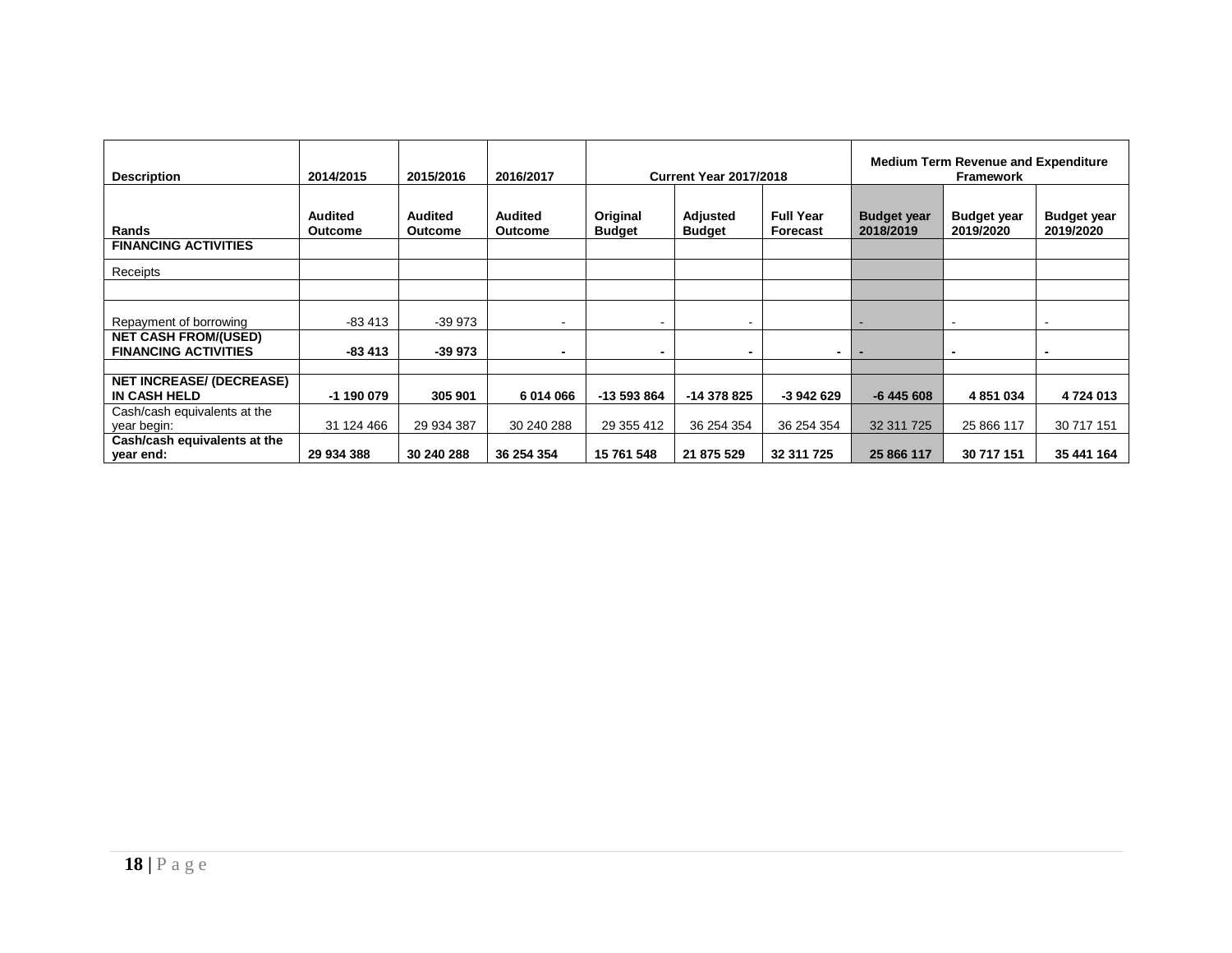| Description | 2014/2015 | 2015/2016 | 2016/2017 | Current Year 2017/2018 | | | Medium Term Revenue and Expenditure Framework | | |
|---|---|---|---|---|---|---|---|---|---|
| Rands | Audited Outcome | Audited Outcome | Audited Outcome | Original Budget | Adjusted Budget | Full Year Forecast | Budget year 2018/2019 | Budget year 2019/2020 | Budget year 2019/2020 |
| **FINANCING ACTIVITIES** | | | | | | | | | |
| Receipts | | | | | | | | | |
| | | | | | | | | | |
| Repayment of borrowing | -83 413 | -39 973 | - | - | - | | - | - | - |
| **NET CASH FROM/(USED) FINANCING ACTIVITIES** | **-83 413** | **-39 973** | **-** | **-** | **-** | **-** | **-** | **-** | **-** |
| | | | | | | | | | |
| **NET INCREASE/ (DECREASE) IN CASH HELD** | **-1 190 079** | **305 901** | **6 014 066** | **-13 593 864** | **-14 378 825** | **-3 942 629** | **-6 445 608** | **4 851 034** | **4 724 013** |
| Cash/cash equivalents at the year begin: | 31 124 466 | 29 934 387 | 30 240 288 | 29 355 412 | 36 254 354 | 36 254 354 | 32 311 725 | 25 866 117 | 30 717 151 |
| **Cash/cash equivalents at the year end:** | **29 934 388** | **30 240 288** | **36 254 354** | **15 761 548** | **21 875 529** | **32 311 725** | **25 866 117** | **30 717 151** | **35 441 164** |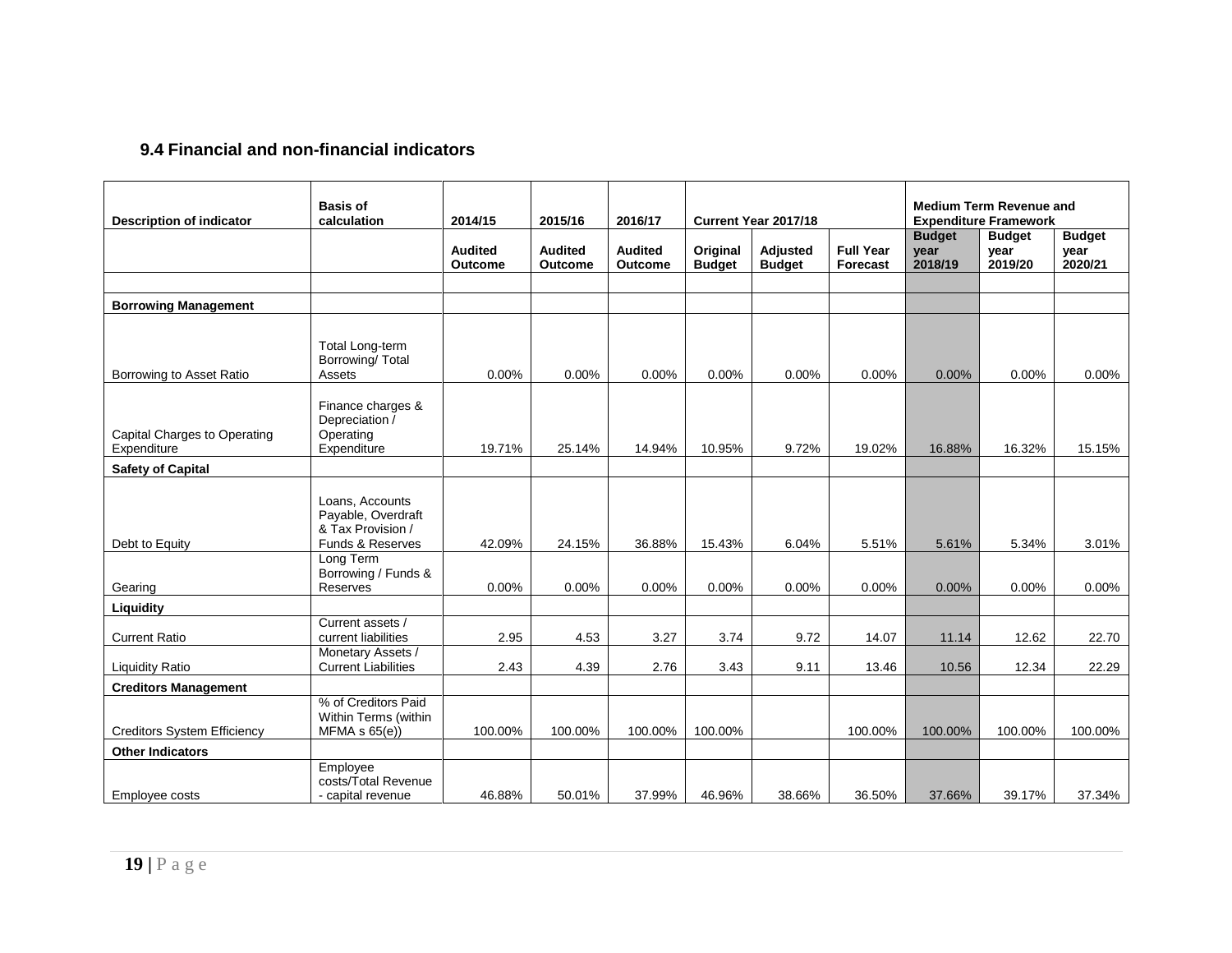## 9.4 Financial and non-financial indicators

| Description of indicator | Basis of calculation | 2014/15 | 2015/16 | 2016/17 | Current Year 2017/18 | | | Medium Term Revenue and Expenditure Framework | | |
|---|---|---|---|---|---|---|---|---|---|---|
| | | Audited Outcome | Audited Outcome | Audited Outcome | Original Budget | Adjusted Budget | Full Year Forecast | Budget year 2018/19 | Budget year 2019/20 | Budget year 2020/21 |
| | | | | | | | | | | |
| **Borrowing Management** | | | | | | | | | | |
| Borrowing to Asset Ratio | Total Long-term Borrowing/ Total Assets | 0.00% | 0.00% | 0.00% | 0.00% | 0.00% | 0.00% | 0.00% | 0.00% | 0.00% |
| Capital Charges to Operating Expenditure | Finance charges & Depreciation / Operating Expenditure | 19.71% | 25.14% | 14.94% | 10.95% | 9.72% | 19.02% | 16.88% | 16.32% | 15.15% |
| **Safety of Capital** | | | | | | | | | | |
| Debt to Equity | Loans, Accounts Payable, Overdraft & Tax Provision / Funds & Reserves | 42.09% | 24.15% | 36.88% | 15.43% | 6.04% | 5.51% | 5.61% | 5.34% | 3.01% |
| Gearing | Long Term Borrowing / Funds & Reserves | 0.00% | 0.00% | 0.00% | 0.00% | 0.00% | 0.00% | 0.00% | 0.00% | 0.00% |
| **Liquidity** | | | | | | | | | | |
| Current Ratio | Current assets / current liabilities | 2.95 | 4.53 | 3.27 | 3.74 | 9.72 | 14.07 | 11.14 | 12.62 | 22.70 |
| Liquidity Ratio | Monetary Assets / Current Liabilities | 2.43 | 4.39 | 2.76 | 3.43 | 9.11 | 13.46 | 10.56 | 12.34 | 22.29 |
| **Creditors Management** | | | | | | | | | | |
| Creditors System Efficiency | % of Creditors Paid Within Terms (within MFMA s 65(e)) | 100.00% | 100.00% | 100.00% | 100.00% | | 100.00% | 100.00% | 100.00% | 100.00% |
| **Other Indicators** | | | | | | | | | | |
| Employee costs | Employee costs/Total Revenue - capital revenue | 46.88% | 50.01% | 37.99% | 46.96% | 38.66% | 36.50% | 37.66% | 39.17% | 37.34% |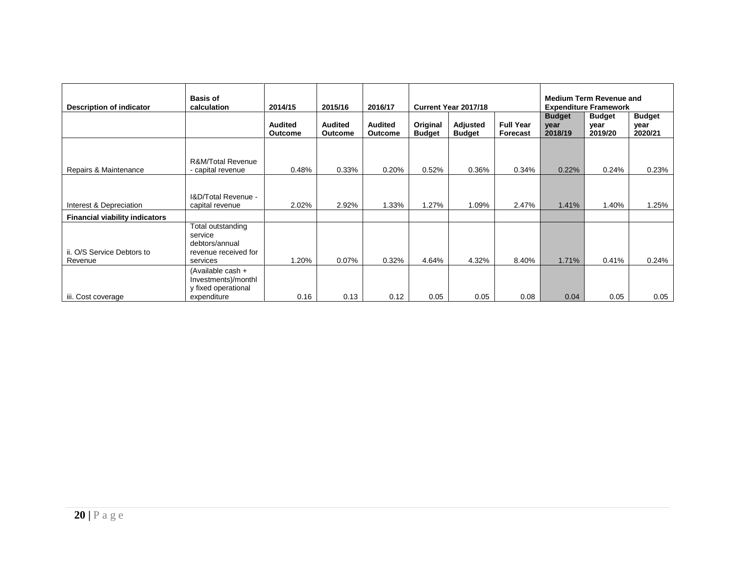| Description of indicator | Basis of calculation | 2014/15 | 2015/16 | 2016/17 | Current Year 2017/18 | | | Medium Term Revenue and Expenditure Framework | | |
|---|---|---|---|---|---|---|---|---|---|---|
| | | Audited Outcome | Audited Outcome | Audited Outcome | Original Budget | Adjusted Budget | Full Year Forecast | Budget year 2018/19 | Budget year 2019/20 | Budget year 2020/21 |
| Repairs & Maintenance | R&M/Total Revenue - capital revenue | 0.48% | 0.33% | 0.20% | 0.52% | 0.36% | 0.34% | 0.22% | 0.24% | 0.23% |
| Interest & Depreciation | I&D/Total Revenue - capital revenue | 2.02% | 2.92% | 1.33% | 1.27% | 1.09% | 2.47% | 1.41% | 1.40% | 1.25% |
| **Financial viability indicators** | | | | | | | | | | |
| ii. O/S Service Debtors to Revenue | Total outstanding service debtors/annual revenue received for services | 1.20% | 0.07% | 0.32% | 4.64% | 4.32% | 8.40% | 1.71% | 0.41% | 0.24% |
| iii. Cost coverage | (Available cash + Investments)/monthly fixed operational expenditure | 0.16 | 0.13 | 0.12 | 0.05 | 0.05 | 0.08 | 0.04 | 0.05 | 0.05 |